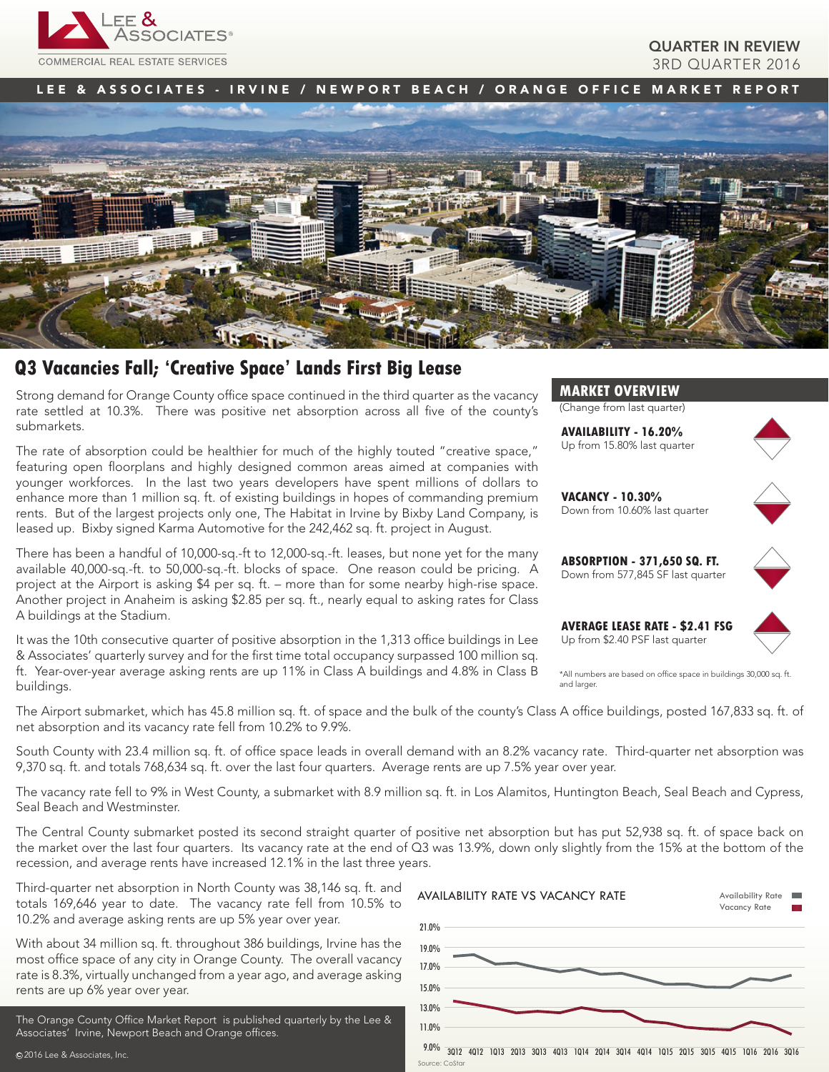QUARTER IN REVIEW
3RD QUARTER 2016

LEE & ASSOCIATES - IRVINE / NEWPORT BEACH / ORANGE OFFICE MARKET REPORT

## Q3 Vacancies Fall; 'Creative Space' Lands First Big Lease

Strong demand for Orange County office space continued in the third quarter as the vacancy rate settled at 10.3%. There was positive net absorption across all five of the county's submarkets.

The rate of absorption could be healthier for much of the highly touted "creative space," featuring open floorplans and highly designed common areas aimed at companies with younger workforces. In the last two years developers have spent millions of dollars to enhance more than 1 million sq. ft. of existing buildings in hopes of commanding premium rents. But of the largest projects only one, The Habitat in Irvine by Bixby Land Company, is leased up. Bixby signed Karma Automotive for the 242,462 sq. ft. project in August.

There has been a handful of 10,000-sq.-ft to 12,000-sq.-ft. leases, but none yet for the many available 40,000-sq.-ft. to 50,000-sq.-ft. blocks of space. One reason could be pricing. A project at the Airport is asking $4 per sq. ft. – more than for some nearby high-rise space. Another project in Anaheim is asking $2.85 per sq. ft., nearly equal to asking rates for Class A buildings at the Stadium.

It was the 10th consecutive quarter of positive absorption in the 1,313 office buildings in Lee & Associates' quarterly survey and for the first time total occupancy surpassed 100 million sq. ft. Year-over-year average asking rents are up 11% in Class A buildings and 4.8% in Class B buildings.

### MARKET OVERVIEW

(Change from last quarter)

**AVAILABILITY - 16.20%**
Up from 15.80% last quarter

**VACANCY - 10.30%**
Down from 10.60% last quarter

**ABSORPTION - 371,650 SQ. FT.**
Down from 577,845 SF last quarter

**AVERAGE LEASE RATE - $2.41 FSG**
Up from $2.40 PSF last quarter

*All numbers are based on office space in buildings 30,000 sq. ft. and larger.

The Airport submarket, which has 45.8 million sq. ft. of space and the bulk of the county's Class A office buildings, posted 167,833 sq. ft. of net absorption and its vacancy rate fell from 10.2% to 9.9%.

South County with 23.4 million sq. ft. of office space leads in overall demand with an 8.2% vacancy rate. Third-quarter net absorption was 9,370 sq. ft. and totals 768,634 sq. ft. over the last four quarters. Average rents are up 7.5% year over year.

The vacancy rate fell to 9% in West County, a submarket with 8.9 million sq. ft. in Los Alamitos, Huntington Beach, Seal Beach and Cypress, Seal Beach and Westminster.

The Central County submarket posted its second straight quarter of positive net absorption but has put 52,938 sq. ft. of space back on the market over the last four quarters. Its vacancy rate at the end of Q3 was 13.9%, down only slightly from the 15% at the bottom of the recession, and average rents have increased 12.1% in the last three years.

Third-quarter net absorption in North County was 38,146 sq. ft. and totals 169,646 year to date. The vacancy rate fell from 10.5% to 10.2% and average asking rents are up 5% year over year.

With about 34 million sq. ft. throughout 386 buildings, Irvine has the most office space of any city in Orange County. The overall vacancy rate is 8.3%, virtually unchanged from a year ago, and average asking rents are up 6% year over year.

The Orange County Office Market Report is published quarterly by the Lee & Associates' Irvine, Newport Beach and Orange offices.

©2016 Lee & Associates, Inc.

**AVAILABILITY RATE VS VACANCY RATE**

Availability Rate / Vacancy Rate (3Q12 – 3Q16; axis 9.0% – 21.0%)

Source: CoStar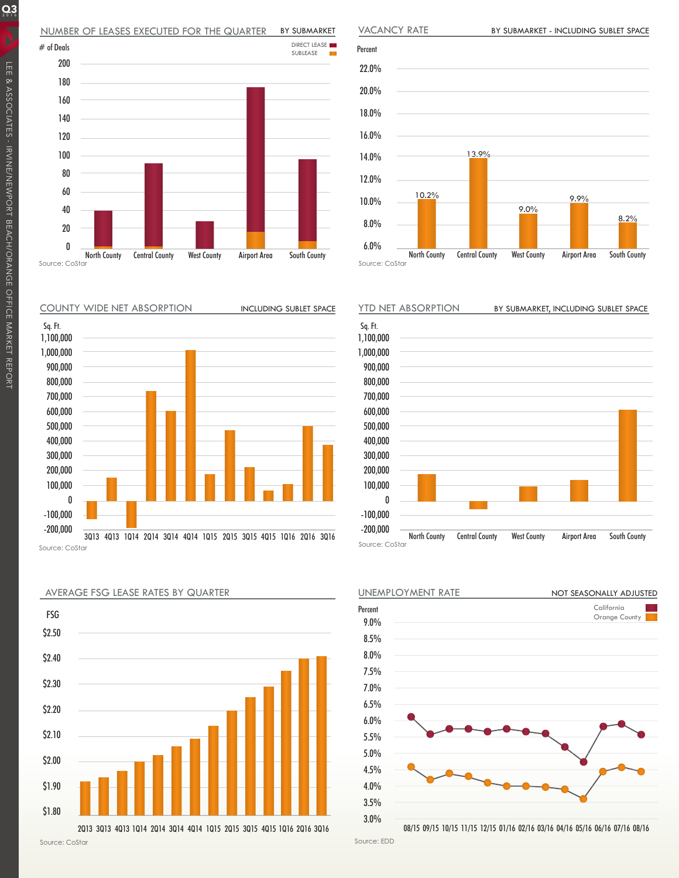## NUMBER OF LEASES EXECUTED FOR THE QUARTER — BY SUBMARKET

# of Deals

DIRECT LEASE / SUBLEASE

North County, Central County, West County, Airport Area, South County

Source: CoStar

## VACANCY RATE — BY SUBMARKET - INCLUDING SUBLET SPACE

| Submarket | Percent |
|---|---|
| North County | 10.2% |
| Central County | 13.9% |
| West County | 9.0% |
| Airport Area | 9.9% |
| South County | 8.2% |

Source: CoStar

## COUNTY WIDE NET ABSORPTION — INCLUDING SUBLET SPACE

Sq. Ft.

3Q13 4Q13 1Q14 2Q14 3Q14 4Q14 1Q15 2Q15 3Q15 4Q15 1Q16 2Q16 3Q16

Source: CoStar

## YTD NET ABSORPTION — BY SUBMARKET, INCLUDING SUBLET SPACE

Sq. Ft.

North County, Central County, West County, Airport Area, South County

Source: CoStar

## AVERAGE FSG LEASE RATES BY QUARTER

FSG

2Q13 3Q13 4Q13 1Q14 2Q14 3Q14 4Q14 1Q15 2Q15 3Q15 4Q15 1Q16 2Q16 3Q16

Source: CoStar

## UNEMPLOYMENT RATE — NOT SEASONALLY ADJUSTED

Percent

California / Orange County

08/15 09/15 10/15 11/15 12/15 01/16 02/16 03/16 04/16 05/16 06/16 07/16 08/16

Source: EDD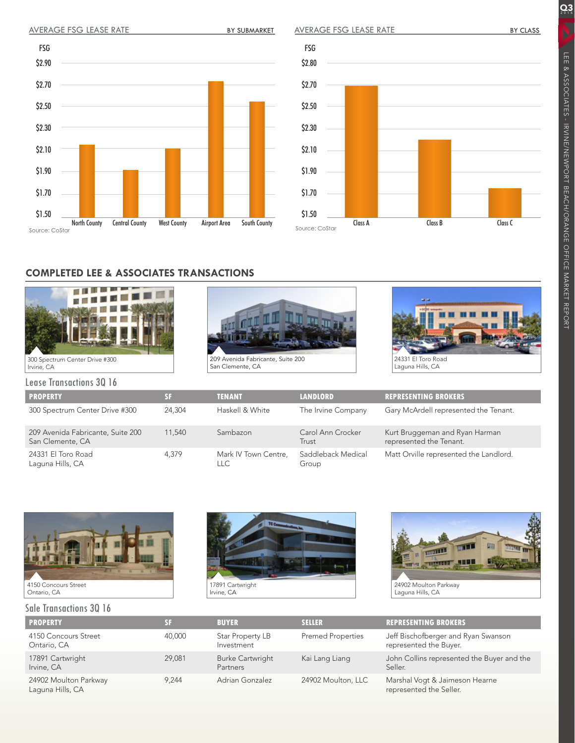AVERAGE FSG LEASE RATE BY SUBMARKET

Source: CoStar

AVERAGE FSG LEASE RATE BY CLASS

Source: CoStar

## COMPLETED LEE & ASSOCIATES TRANSACTIONS

300 Spectrum Center Drive #300
Irvine, CA

209 Avenida Fabricante, Suite 200
San Clemente, CA

24331 El Toro Road
Laguna Hills, CA

### Lease Transactions 3Q 16

| PROPERTY | SF | TENANT | LANDLORD | REPRESENTING BROKERS |
|---|---|---|---|---|
| 300 Spectrum Center Drive #300 | 24,304 | Haskell & White | The Irvine Company | Gary McArdell represented the Tenant. |
| 209 Avenida Fabricante, Suite 200 San Clemente, CA | 11,540 | Sambazon | Carol Ann Crocker Trust | Kurt Bruggeman and Ryan Harman represented the Tenant. |
| 24331 El Toro Road Laguna Hills, CA | 4,379 | Mark IV Town Centre, LLC | Saddleback Medical Group | Matt Orville represented the Landlord. |

4150 Concours Street
Ontario, CA

17891 Cartwright
Irvine, CA

24902 Moulton Parkway
Laguna Hills, CA

### Sale Transactions 3Q 16

| PROPERTY | SF | BUYER | SELLER | REPRESENTING BROKERS |
|---|---|---|---|---|
| 4150 Concours Street Ontario, CA | 40,000 | Star Property LB Investment | Premed Properties | Jeff Bischofberger and Ryan Swanson represented the Buyer. |
| 17891 Cartwright Irvine, CA | 29,081 | Burke Cartwright Partners | Kai Lang Liang | John Collins represented the Buyer and the Seller. |
| 24902 Moulton Parkway Laguna Hills, CA | 9,244 | Adrian Gonzalez | 24902 Moulton, LLC | Marshal Vogt & Jaimeson Hearne represented the Seller. |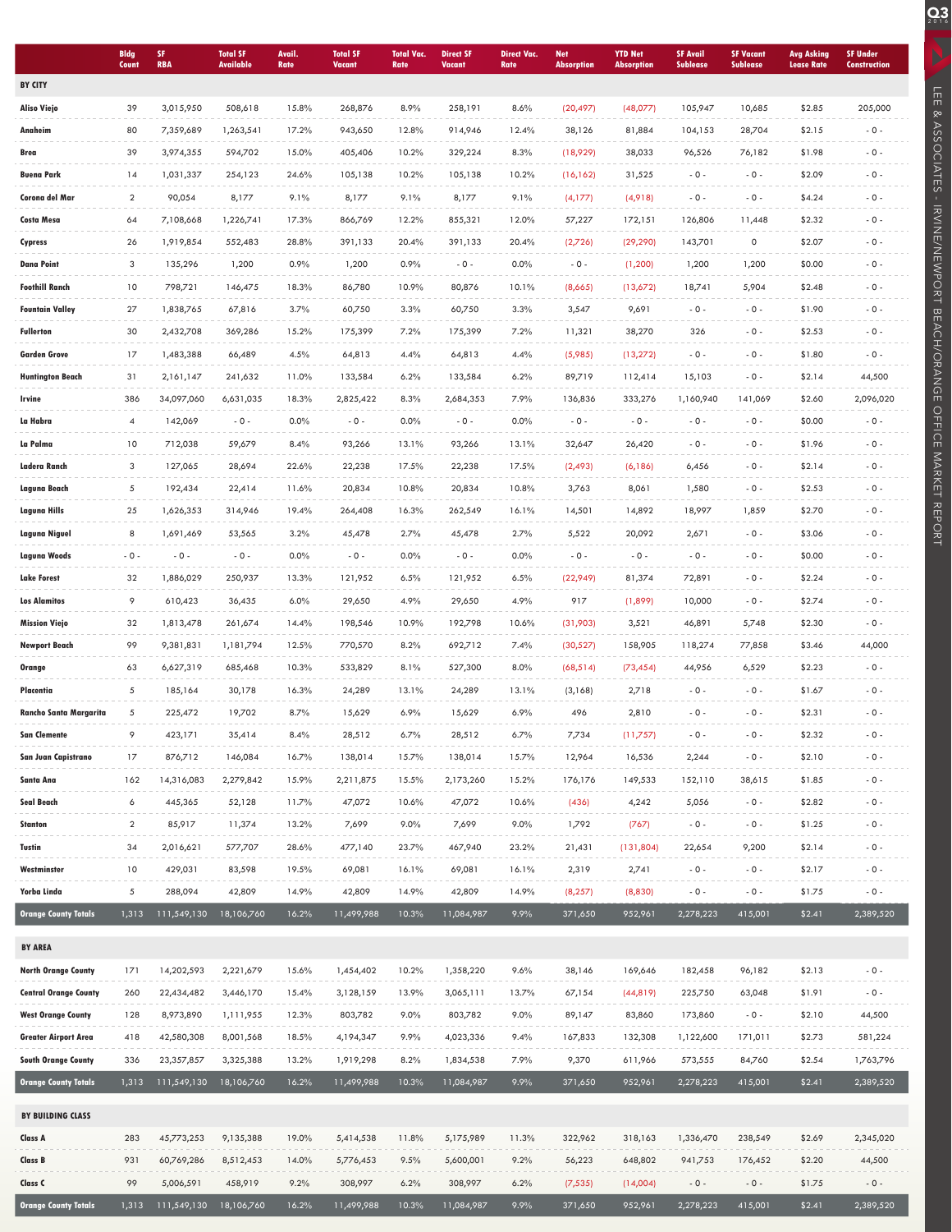| | Bldg Count | SF RBA | Total SF Available | Avail. Rate | Total SF Vacant | Total Vac. Rate | Direct SF Vacant | Direct Vac. Rate | Net Absorption | YTD Net Absorption | SF Avail Sublease | SF Vacant Sublease | Avg Asking Lease Rate | SF Under Construction |
|---|---|---|---|---|---|---|---|---|---|---|---|---|---|---|
| **BY CITY** | | | | | | | | | | | | | | |
| Aliso Viejo | 39 | 3,015,950 | 508,618 | 15.8% | 268,876 | 8.9% | 258,191 | 8.6% | (20,497) | (48,077) | 105,947 | 10,685 | $2.85 | 205,000 |
| Anaheim | 80 | 7,359,689 | 1,263,541 | 17.2% | 943,650 | 12.8% | 914,946 | 12.4% | 38,126 | 81,884 | 104,153 | 28,704 | $2.15 | - 0 - |
| Brea | 39 | 3,974,355 | 594,702 | 15.0% | 405,406 | 10.2% | 329,224 | 8.3% | (18,929) | 38,033 | 96,526 | 76,182 | $1.98 | - 0 - |
| Buena Park | 14 | 1,031,337 | 254,123 | 24.6% | 105,138 | 10.2% | 105,138 | 10.2% | (16,162) | 31,525 | - 0 - | - 0 - | $2.09 | - 0 - |
| Corona del Mar | 2 | 90,054 | 8,177 | 9.1% | 8,177 | 9.1% | 8,177 | 9.1% | (4,177) | (4,918) | - 0 - | - 0 - | $4.24 | - 0 - |
| Costa Mesa | 64 | 7,108,668 | 1,226,741 | 17.3% | 866,769 | 12.2% | 855,321 | 12.0% | 57,227 | 172,151 | 126,806 | 11,448 | $2.32 | - 0 - |
| Cypress | 26 | 1,919,854 | 552,483 | 28.8% | 391,133 | 20.4% | 391,133 | 20.4% | (2,726) | (29,290) | 143,701 | 0 | $2.07 | - 0 - |
| Dana Point | 3 | 135,296 | 1,200 | 0.9% | 1,200 | 0.9% | - 0 - | 0.0% | - 0 - | (1,200) | 1,200 | 1,200 | $0.00 | - 0 - |
| Foothill Ranch | 10 | 798,721 | 146,475 | 18.3% | 86,780 | 10.9% | 80,876 | 10.1% | (8,665) | (13,672) | 18,741 | 5,904 | $2.48 | - 0 - |
| Fountain Valley | 27 | 1,838,765 | 67,816 | 3.7% | 60,750 | 3.3% | 60,750 | 3.3% | 3,547 | 9,691 | - 0 - | - 0 - | $1.90 | - 0 - |
| Fullerton | 30 | 2,432,708 | 369,286 | 15.2% | 175,399 | 7.2% | 175,399 | 7.2% | 11,321 | 38,270 | 326 | - 0 - | $2.53 | - 0 - |
| Garden Grove | 17 | 1,483,388 | 66,489 | 4.5% | 64,813 | 4.4% | 64,813 | 4.4% | (5,985) | (13,272) | - 0 - | - 0 - | $1.80 | - 0 - |
| Huntington Beach | 31 | 2,161,147 | 241,632 | 11.0% | 133,584 | 6.2% | 133,584 | 6.2% | 89,719 | 112,414 | 15,103 | - 0 - | $2.14 | 44,500 |
| Irvine | 386 | 34,097,060 | 6,631,035 | 18.3% | 2,825,422 | 8.3% | 2,684,353 | 7.9% | 136,836 | 333,276 | 1,160,940 | 141,069 | $2.60 | 2,096,020 |
| La Habra | 4 | 142,069 | - 0 - | 0.0% | - 0 - | 0.0% | - 0 - | 0.0% | - 0 - | - 0 - | - 0 - | - 0 - | $0.00 | - 0 - |
| La Palma | 10 | 712,038 | 59,679 | 8.4% | 93,266 | 13.1% | 93,266 | 13.1% | 32,647 | 26,420 | - 0 - | - 0 - | $1.96 | - 0 - |
| Ladera Ranch | 3 | 127,065 | 28,694 | 22.6% | 22,238 | 17.5% | 22,238 | 17.5% | (2,493) | (6,186) | 6,456 | - 0 - | $2.14 | - 0 - |
| Laguna Beach | 5 | 192,434 | 22,414 | 11.6% | 20,834 | 10.8% | 20,834 | 10.8% | 3,763 | 8,061 | 1,580 | - 0 - | $2.53 | - 0 - |
| Laguna Hills | 25 | 1,626,353 | 314,946 | 19.4% | 264,408 | 16.3% | 262,549 | 16.1% | 14,501 | 14,892 | 18,997 | 1,859 | $2.70 | - 0 - |
| Laguna Niguel | 8 | 1,691,469 | 53,565 | 3.2% | 45,478 | 2.7% | 45,478 | 2.7% | 5,522 | 20,092 | 2,671 | - 0 - | $3.06 | - 0 - |
| Laguna Woods | - 0 - | - 0 - | - 0 - | 0.0% | - 0 - | 0.0% | - 0 - | 0.0% | - 0 - | - 0 - | - 0 - | - 0 - | $0.00 | - 0 - |
| Lake Forest | 32 | 1,886,029 | 250,937 | 13.3% | 121,952 | 6.5% | 121,952 | 6.5% | (22,949) | 81,374 | 72,891 | - 0 - | $2.24 | - 0 - |
| Los Alamitos | 9 | 610,423 | 36,435 | 6.0% | 29,650 | 4.9% | 29,650 | 4.9% | 917 | (1,899) | 10,000 | - 0 - | $2.74 | - 0 - |
| Mission Viejo | 32 | 1,813,478 | 261,674 | 14.4% | 198,546 | 10.9% | 192,798 | 10.6% | (31,903) | 3,521 | 46,891 | 5,748 | $2.30 | - 0 - |
| Newport Beach | 99 | 9,381,831 | 1,181,794 | 12.5% | 770,570 | 8.2% | 692,712 | 7.4% | (30,527) | 158,905 | 118,274 | 77,858 | $3.46 | 44,000 |
| Orange | 63 | 6,627,319 | 685,468 | 10.3% | 533,829 | 8.1% | 527,300 | 8.0% | (68,514) | (73,454) | 44,956 | 6,529 | $2.23 | - 0 - |
| Placentia | 5 | 185,164 | 30,178 | 16.3% | 24,289 | 13.1% | 24,289 | 13.1% | (3,168) | 2,718 | - 0 - | - 0 - | $1.67 | - 0 - |
| Rancho Santa Margarita | 5 | 225,472 | 19,702 | 8.7% | 15,629 | 6.9% | 15,629 | 6.9% | 496 | 2,810 | - 0 - | - 0 - | $2.31 | - 0 - |
| San Clemente | 9 | 423,171 | 35,414 | 8.4% | 28,512 | 6.7% | 28,512 | 6.7% | 7,734 | (11,757) | - 0 - | - 0 - | $2.32 | - 0 - |
| San Juan Capistrano | 17 | 876,712 | 146,084 | 16.7% | 138,014 | 15.7% | 138,014 | 15.7% | 12,964 | 16,536 | 2,244 | - 0 - | $2.10 | - 0 - |
| Santa Ana | 162 | 14,316,083 | 2,279,842 | 15.9% | 2,211,875 | 15.5% | 2,173,260 | 15.2% | 176,176 | 149,533 | 152,110 | 38,615 | $1.85 | - 0 - |
| Seal Beach | 6 | 445,365 | 52,128 | 11.7% | 47,072 | 10.6% | 47,072 | 10.6% | (436) | 4,242 | 5,056 | - 0 - | $2.82 | - 0 - |
| Stanton | 2 | 85,917 | 11,374 | 13.2% | 7,699 | 9.0% | 7,699 | 9.0% | 1,792 | (767) | - 0 - | - 0 - | $1.25 | - 0 - |
| Tustin | 34 | 2,016,621 | 577,707 | 28.6% | 477,140 | 23.7% | 467,940 | 23.2% | 21,431 | (131,804) | 22,654 | 9,200 | $2.14 | - 0 - |
| Westminster | 10 | 429,031 | 83,598 | 19.5% | 69,081 | 16.1% | 69,081 | 16.1% | 2,319 | 2,741 | - 0 - | - 0 - | $2.17 | - 0 - |
| Yorba Linda | 5 | 288,094 | 42,809 | 14.9% | 42,809 | 14.9% | 42,809 | 14.9% | (8,257) | (8,830) | - 0 - | - 0 - | $1.75 | - 0 - |
| **Orange County Totals** | 1,313 | 111,549,130 | 18,106,760 | 16.2% | 11,499,988 | 10.3% | 11,084,987 | 9.9% | 371,650 | 952,961 | 2,278,223 | 415,001 | $2.41 | 2,389,520 |
| **BY AREA** | | | | | | | | | | | | | | |
| North Orange County | 171 | 14,202,593 | 2,221,679 | 15.6% | 1,454,402 | 10.2% | 1,358,220 | 9.6% | 38,146 | 169,646 | 182,458 | 96,182 | $2.13 | - 0 - |
| Central Orange County | 260 | 22,434,482 | 3,446,170 | 15.4% | 3,128,159 | 13.9% | 3,065,111 | 13.7% | 67,154 | (44,819) | 225,750 | 63,048 | $1.91 | - 0 - |
| West Orange County | 128 | 8,973,890 | 1,111,955 | 12.3% | 803,782 | 9.0% | 803,782 | 9.0% | 89,147 | 83,860 | 173,860 | - 0 - | $2.10 | 44,500 |
| Greater Airport Area | 418 | 42,580,308 | 8,001,568 | 18.5% | 4,194,347 | 9.9% | 4,023,336 | 9.4% | 167,833 | 132,308 | 1,122,600 | 171,011 | $2.73 | 581,224 |
| South Orange County | 336 | 23,357,857 | 3,325,388 | 13.2% | 1,919,298 | 8.2% | 1,834,538 | 7.9% | 9,370 | 611,966 | 573,555 | 84,760 | $2.54 | 1,763,796 |
| **Orange County Totals** | 1,313 | 111,549,130 | 18,106,760 | 16.2% | 11,499,988 | 10.3% | 11,084,987 | 9.9% | 371,650 | 952,961 | 2,278,223 | 415,001 | $2.41 | 2,389,520 |
| **BY BUILDING CLASS** | | | | | | | | | | | | | | |
| Class A | 283 | 45,773,253 | 9,135,388 | 19.0% | 5,414,538 | 11.8% | 5,175,989 | 11.3% | 322,962 | 318,163 | 1,336,470 | 238,549 | $2.69 | 2,345,020 |
| Class B | 931 | 60,769,286 | 8,512,453 | 14.0% | 5,776,453 | 9.5% | 5,600,001 | 9.2% | 56,223 | 648,802 | 941,753 | 176,452 | $2.20 | 44,500 |
| Class C | 99 | 5,006,591 | 458,919 | 9.2% | 308,997 | 6.2% | 308,997 | 6.2% | (7,535) | (14,004) | - 0 - | - 0 - | $1.75 | - 0 - |
| **Orange County Totals** | 1,313 | 111,549,130 | 18,106,760 | 16.2% | 11,499,988 | 10.3% | 11,084,987 | 9.9% | 371,650 | 952,961 | 2,278,223 | 415,001 | $2.41 | 2,389,520 |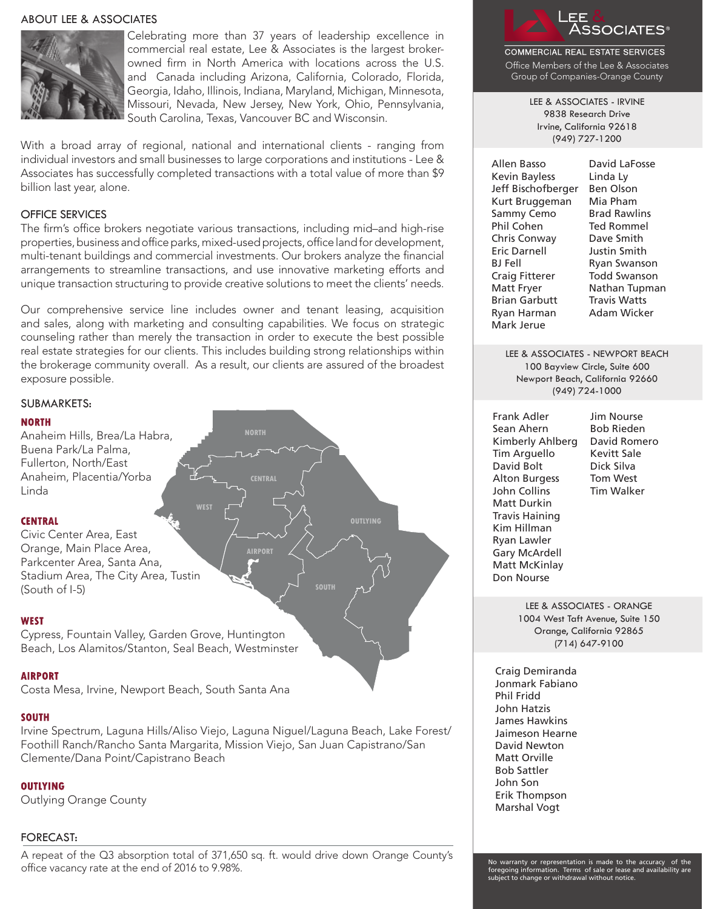## ABOUT LEE & ASSOCIATES

Celebrating more than 37 years of leadership excellence in commercial real estate, Lee & Associates is the largest broker-owned firm in North America with locations across the U.S. and Canada including Arizona, California, Colorado, Florida, Georgia, Idaho, Illinois, Indiana, Maryland, Michigan, Minnesota, Missouri, Nevada, New Jersey, New York, Ohio, Pennsylvania, South Carolina, Texas, Vancouver BC and Wisconsin.

With a broad array of regional, national and international clients - ranging from individual investors and small businesses to large corporations and institutions - Lee & Associates has successfully completed transactions with a total value of more than $9 billion last year, alone.

## OFFICE SERVICES

The firm's office brokers negotiate various transactions, including mid–and high-rise properties, business and office parks, mixed-used projects, office land for development, multi-tenant buildings and commercial investments. Our brokers analyze the financial arrangements to streamline transactions, and use innovative marketing efforts and unique transaction structuring to provide creative solutions to meet the clients' needs.

Our comprehensive service line includes owner and tenant leasing, acquisition and sales, along with marketing and consulting capabilities. We focus on strategic counseling rather than merely the transaction in order to execute the best possible real estate strategies for our clients. This includes building strong relationships within the brokerage community overall. As a result, our clients are assured of the broadest exposure possible.

## SUBMARKETS:

**NORTH**
Anaheim Hills, Brea/La Habra, Buena Park/La Palma, Fullerton, North/East Anaheim, Placentia/Yorba Linda

**CENTRAL**
Civic Center Area, East Orange, Main Place Area, Parkcenter Area, Santa Ana, Stadium Area, The City Area, Tustin (South of I-5)

**WEST**
Cypress, Fountain Valley, Garden Grove, Huntington Beach, Los Alamitos/Stanton, Seal Beach, Westminster

**AIRPORT**
Costa Mesa, Irvine, Newport Beach, South Santa Ana

**SOUTH**
Irvine Spectrum, Laguna Hills/Aliso Viejo, Laguna Niguel/Laguna Beach, Lake Forest/ Foothill Ranch/Rancho Santa Margarita, Mission Viejo, San Juan Capistrano/San Clemente/Dana Point/Capistrano Beach

**OUTLYING**
Outlying Orange County

NORTH
CENTRAL
WEST
OUTLYING
AIRPORT
SOUTH

## FORECAST:

A repeat of the Q3 absorption total of 371,650 sq. ft. would drive down Orange County's office vacancy rate at the end of 2016 to 9.98%.

---

**LEE & ASSOCIATES**
COMMERCIAL REAL ESTATE SERVICES
Office Members of the Lee & Associates Group of Companies-Orange County

**LEE & ASSOCIATES - IRVINE**
9838 Research Drive
Irvine, California 92618
(949) 727-1200

Allen Basso
Kevin Bayless
Jeff Bischofberger
Kurt Bruggeman
Sammy Cemo
Phil Cohen
Chris Conway
Eric Darnell
BJ Fell
Craig Fitterer
Matt Fryer
Brian Garbutt
Ryan Harman
Mark Jerue
David LaFosse
Linda Ly
Ben Olson
Mia Pham
Brad Rawlins
Ted Rommel
Dave Smith
Justin Smith
Ryan Swanson
Todd Swanson
Nathan Tupman
Travis Watts
Adam Wicker

**LEE & ASSOCIATES - NEWPORT BEACH**
100 Bayview Circle, Suite 600
Newport Beach, California 92660
(949) 724-1000

Frank Adler
Sean Ahern
Kimberly Ahlberg
Tim Arguello
David Bolt
Alton Burgess
John Collins
Matt Durkin
Travis Haining
Kim Hillman
Ryan Lawler
Gary McArdell
Matt McKinlay
Don Nourse
Jim Nourse
Bob Rieden
David Romero
Kevitt Sale
Dick Silva
Tom West
Tim Walker

**LEE & ASSOCIATES - ORANGE**
1004 West Taft Avenue, Suite 150
Orange, California 92865
(714) 647-9100

Craig Demiranda
Jonmark Fabiano
Phil Fridd
John Hatzis
James Hawkins
Jaimeson Hearne
David Newton
Matt Orville
Bob Sattler
John Son
Erik Thompson
Marshal Vogt

No warranty or representation is made to the accuracy of the foregoing information. Terms of sale or lease and availability are subject to change or withdrawal without notice.